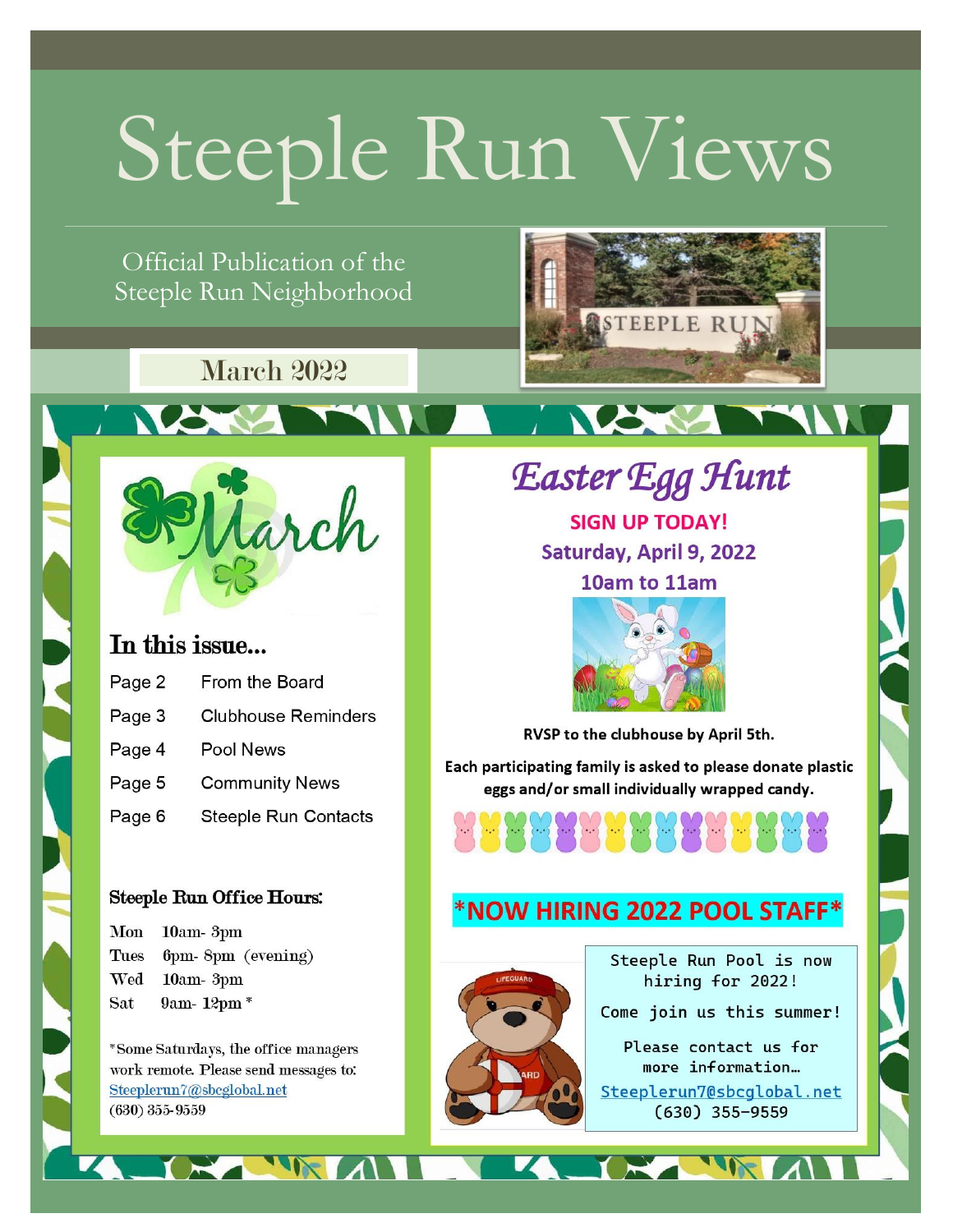# Steeple Run Views

Official Publication of the Steeple Run Neighborhood

March 2022

## March

### In this issue...

| | |
|---|---|
| Page 2 | From the Board |
| Page 3 | Clubhouse Reminders |
| Page 4 | Pool News |
| Page 5 | Community News |
| Page 6 | Steeple Run Contacts |

**Steeple Run Office Hours:**

Mon 10am- 3pm
Tues 6pm- 8pm (evening)
Wed 10am- 3pm
Sat 9am- 12pm *

*Some Saturdays, the office managers work remote. Please send messages to: Steeplerun7@sbcglobal.net
(630) 355-9559

## *Easter Egg Hunt*

**SIGN UP TODAY!**

**Saturday, April 9, 2022**

**10am to 11am**

**RVSP to the clubhouse by April 5th.**

**Each participating family is asked to please donate plastic eggs and/or small individually wrapped candy.**

## *NOW HIRING 2022 POOL STAFF*

Steeple Run Pool is now hiring for 2022!

Come join us this summer!

Please contact us for more information…
Steeplerun7@sbcglobal.net
(630) 355-9559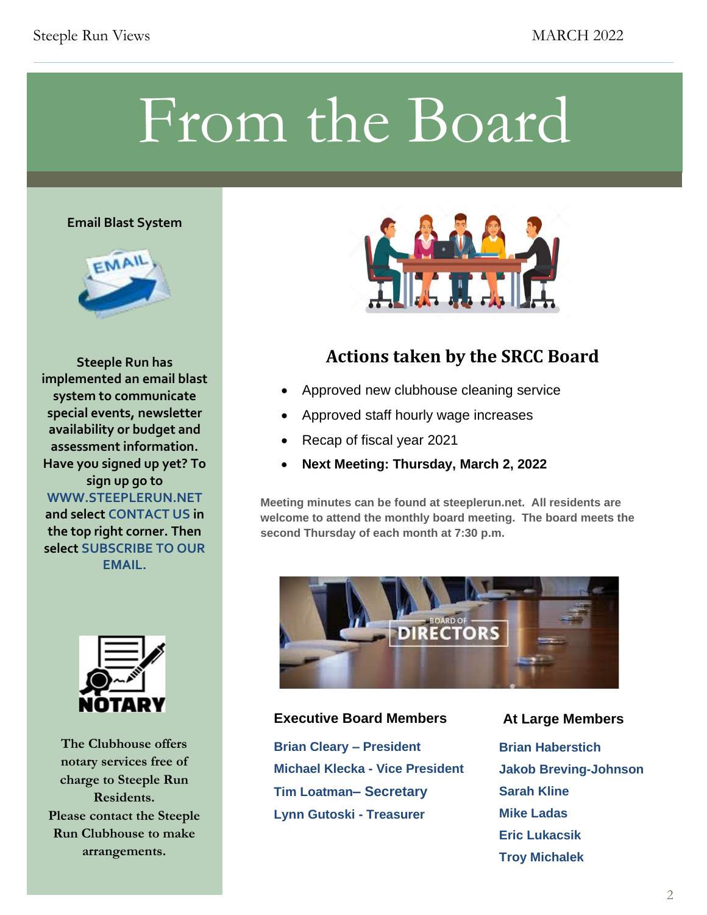# From the Board

## Email Blast System

**Steeple Run has implemented an email blast system to communicate special events, newsletter availability or budget and assessment information. Have you signed up yet? To sign up go to WWW.STEEPLERUN.NET and select CONTACT US in the top right corner. Then select SUBSCRIBE TO OUR EMAIL.**

**The Clubhouse offers notary services free of charge to Steeple Run Residents. Please contact the Steeple Run Clubhouse to make arrangements.**

## Actions taken by the SRCC Board

- Approved new clubhouse cleaning service
- Approved staff hourly wage increases
- Recap of fiscal year 2021
- **Next Meeting: Thursday, March 2, 2022**

**Meeting minutes can be found at steeplerun.net. All residents are welcome to attend the monthly board meeting. The board meets the second Thursday of each month at 7:30 p.m.**

### Executive Board Members

**Brian Cleary – President**
**Michael Klecka - Vice President**
**Tim Loatman– Secretary**
**Lynn Gutoski - Treasurer**

### At Large Members

**Brian Haberstich**
**Jakob Breving-Johnson**
**Sarah Kline**
**Mike Ladas**
**Eric Lukacsik**
**Troy Michalek**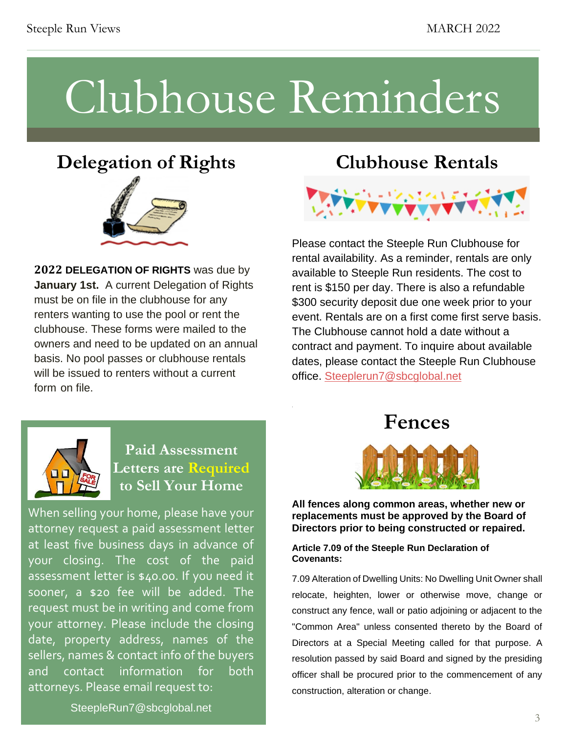# Clubhouse Reminders

## Delegation of Rights

**2022 DELEGATION OF RIGHTS** was due by **January 1st.** A current Delegation of Rights must be on file in the clubhouse for any renters wanting to use the pool or rent the clubhouse. These forms were mailed to the owners and need to be updated on an annual basis. No pool passes or clubhouse rentals will be issued to renters without a current form on file.

## Clubhouse Rentals

Please contact the Steeple Run Clubhouse for rental availability. As a reminder, rentals are only available to Steeple Run residents. The cost to rent is $150 per day. There is also a refundable $300 security deposit due one week prior to your event. Rentals are on a first come first serve basis. The Clubhouse cannot hold a date without a contract and payment. To inquire about available dates, please contact the Steeple Run Clubhouse office. Steeplerun7@sbcglobal.net

## Paid Assessment Letters are Required to Sell Your Home

When selling your home, please have your attorney request a paid assessment letter at least five business days in advance of your closing. The cost of the paid assessment letter is $40.00. If you need it sooner, a $20 fee will be added. The request must be in writing and come from your attorney. Please include the closing date, property address, names of the sellers, names & contact info of the buyers and contact information for both attorneys. Please email request to:

SteepleRun7@sbcglobal.net

## Fences

**All fences along common areas, whether new or replacements must be approved by the Board of Directors prior to being constructed or repaired.**

**Article 7.09 of the Steeple Run Declaration of Covenants:**

7.09 Alteration of Dwelling Units: No Dwelling Unit Owner shall relocate, heighten, lower or otherwise move, change or construct any fence, wall or patio adjoining or adjacent to the "Common Area" unless consented thereto by the Board of Directors at a Special Meeting called for that purpose. A resolution passed by said Board and signed by the presiding officer shall be procured prior to the commencement of any construction, alteration or change.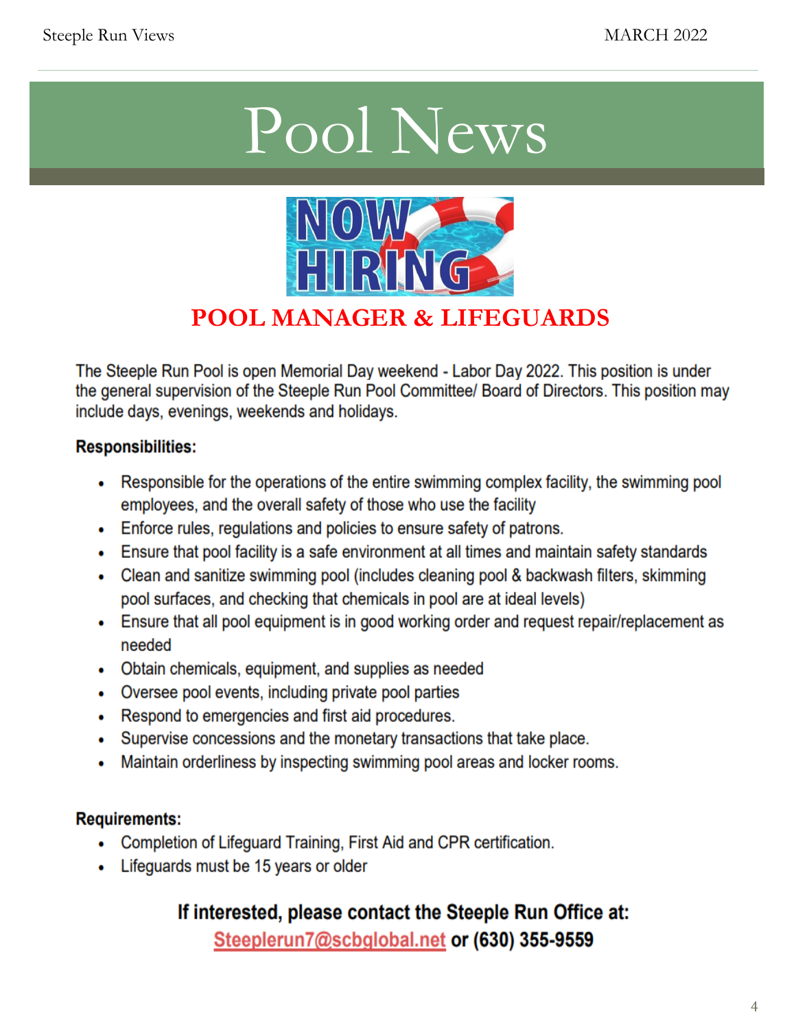# Pool News

NOW HIRING

## POOL MANAGER & LIFEGUARDS

The Steeple Run Pool is open Memorial Day weekend - Labor Day 2022. This position is under the general supervision of the Steeple Run Pool Committee/ Board of Directors. This position may include days, evenings, weekends and holidays.

**Responsibilities:**

- Responsible for the operations of the entire swimming complex facility, the swimming pool employees, and the overall safety of those who use the facility
- Enforce rules, regulations and policies to ensure safety of patrons.
- Ensure that pool facility is a safe environment at all times and maintain safety standards
- Clean and sanitize swimming pool (includes cleaning pool & backwash filters, skimming pool surfaces, and checking that chemicals in pool are at ideal levels)
- Ensure that all pool equipment is in good working order and request repair/replacement as needed
- Obtain chemicals, equipment, and supplies as needed
- Oversee pool events, including private pool parties
- Respond to emergencies and first aid procedures.
- Supervise concessions and the monetary transactions that take place.
- Maintain orderliness by inspecting swimming pool areas and locker rooms.

**Requirements:**

- Completion of Lifeguard Training, First Aid and CPR certification.
- Lifeguards must be 15 years or older

**If interested, please contact the Steeple Run Office at:**
**Steeplerun7@scbglobal.net or (630) 355-9559**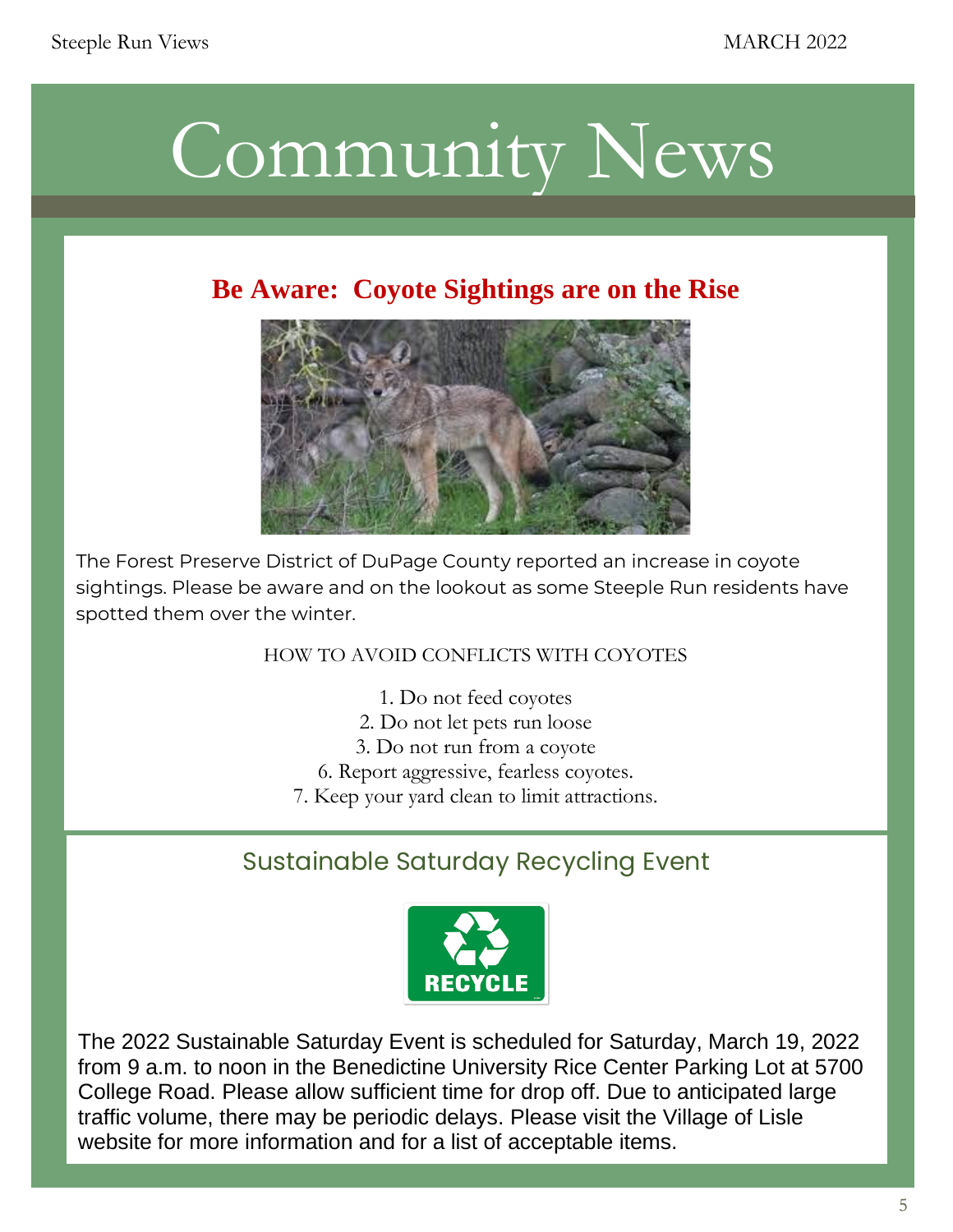# Community News

## Be Aware: Coyote Sightings are on the Rise

The Forest Preserve District of DuPage County reported an increase in coyote sightings. Please be aware and on the lookout as some Steeple Run residents have spotted them over the winter.

HOW TO AVOID CONFLICTS WITH COYOTES

1. Do not feed coyotes
2. Do not let pets run loose
3. Do not run from a coyote
6. Report aggressive, fearless coyotes.
7. Keep your yard clean to limit attractions.

## Sustainable Saturday Recycling Event

The 2022 Sustainable Saturday Event is scheduled for Saturday, March 19, 2022 from 9 a.m. to noon in the Benedictine University Rice Center Parking Lot at 5700 College Road. Please allow sufficient time for drop off. Due to anticipated large traffic volume, there may be periodic delays. Please visit the Village of Lisle website for more information and for a list of acceptable items.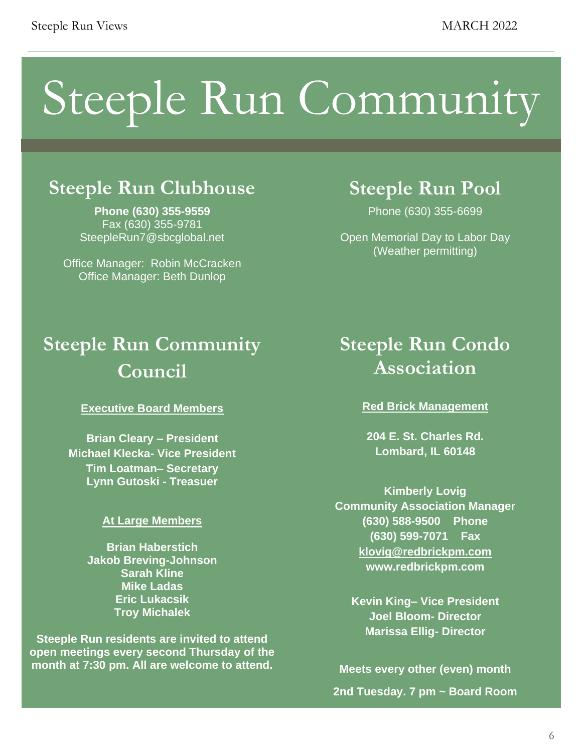# Steeple Run Community

## Steeple Run Clubhouse

**Phone (630) 355-9559**
Fax (630) 355-9781
SteepleRun7@sbcglobal.net

Office Manager: Robin McCracken
Office Manager: Beth Dunlop

## Steeple Run Pool

Phone (630) 355-6699

Open Memorial Day to Labor Day
(Weather permitting)

## Steeple Run Community Council

**Executive Board Members**

**Brian Cleary – President**
**Michael Klecka- Vice President**
**Tim Loatman– Secretary**
**Lynn Gutoski - Treasuer**

**At Large Members**

**Brian Haberstich**
**Jakob Breving-Johnson**
**Sarah Kline**
**Mike Ladas**
**Eric Lukacsik**
**Troy Michalek**

**Steeple Run residents are invited to attend open meetings every second Thursday of the month at 7:30 pm. All are welcome to attend.**

## Steeple Run Condo Association

**Red Brick Management**

**204 E. St. Charles Rd.**
**Lombard, IL 60148**

**Kimberly Lovig**
**Community Association Manager**
**(630) 588-9500 Phone**
**(630) 599-7071 Fax**
**klovig@redbrickpm.com**
**www.redbrickpm.com**

**Kevin King– Vice President**
**Joel Bloom- Director**
**Marissa Ellig- Director**

**Meets every other (even) month**

**2nd Tuesday. 7 pm ~ Board Room**